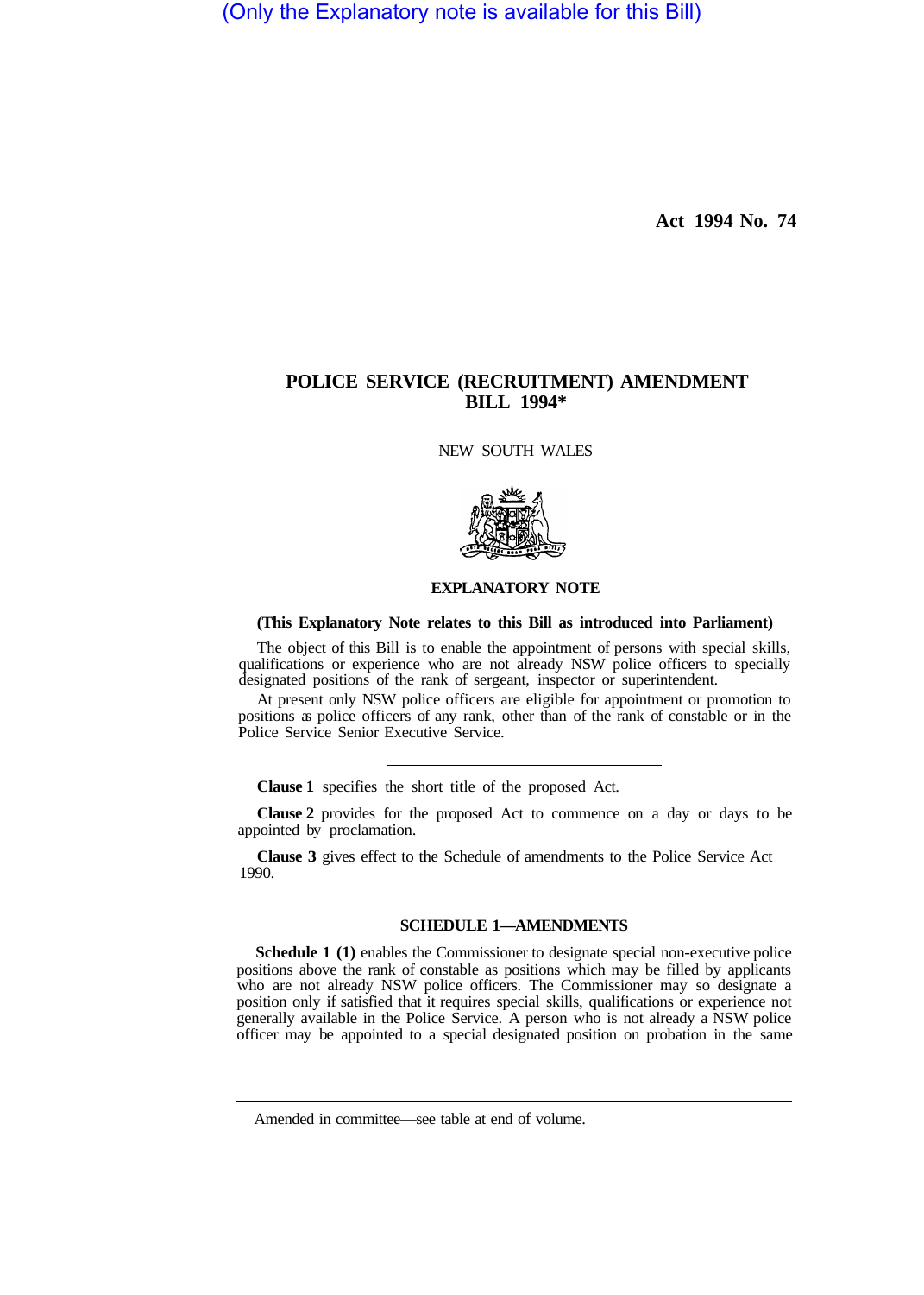(Only the Explanatory note is available for this Bill)

**Act 1994 No. 74**

# POLICE SERVICE (RECRUITMENT) AMENDMENT BILL 1994*

NEW SOUTH WALES

## EXPLANATORY NOTE

**(This Explanatory Note relates to this Bill as introduced into Parliament)**

The object of this Bill is to enable the appointment of persons with special skills, qualifications or experience who are not already NSW police officers to specially designated positions of the rank of sergeant, inspector or superintendent.

At present only NSW police officers are eligible for appointment or promotion to positions as police officers of any rank, other than of the rank of constable or in the Police Service Senior Executive Service.

---

**Clause 1** specifies the short title of the proposed Act.

**Clause 2** provides for the proposed Act to commence on a day or days to be appointed by proclamation.

**Clause 3** gives effect to the Schedule of amendments to the Police Service Act 1990.

### SCHEDULE 1—AMENDMENTS

**Schedule 1 (1)** enables the Commissioner to designate special non-executive police positions above the rank of constable as positions which may be filled by applicants who are not already NSW police officers. The Commissioner may so designate a position only if satisfied that it requires special skills, qualifications or experience not generally available in the Police Service. A person who is not already a NSW police officer may be appointed to a special designated position on probation in the same

---

Amended in committee—see table at end of volume.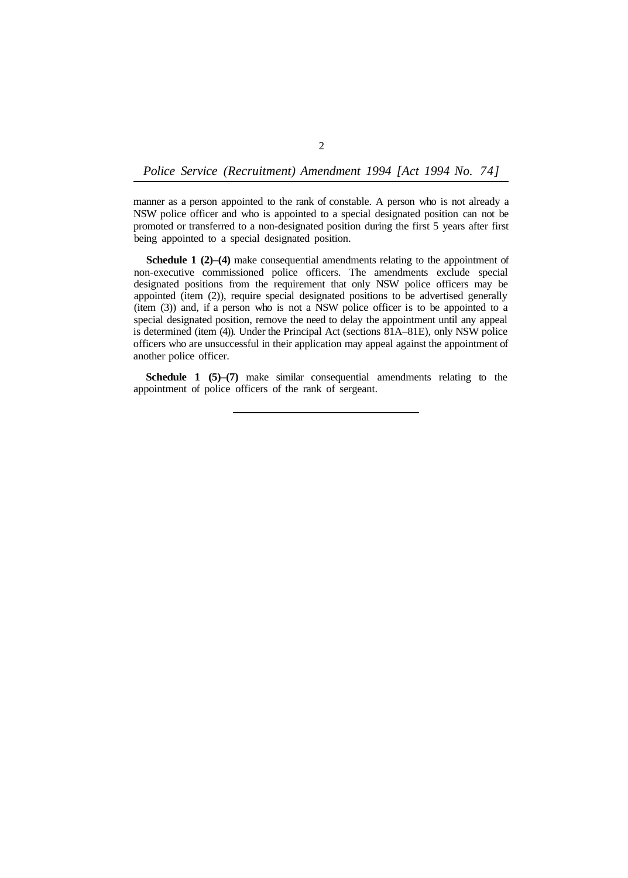manner as a person appointed to the rank of constable. A person who is not already a NSW police officer and who is appointed to a special designated position can not be promoted or transferred to a non-designated position during the first 5 years after first being appointed to a special designated position.

**Schedule 1 (2)–(4)** make consequential amendments relating to the appointment of non-executive commissioned police officers. The amendments exclude special designated positions from the requirement that only NSW police officers may be appointed (item (2)), require special designated positions to be advertised generally (item (3)) and, if a person who is not a NSW police officer is to be appointed to a special designated position, remove the need to delay the appointment until any appeal is determined (item (4)). Under the Principal Act (sections 81A–81E), only NSW police officers who are unsuccessful in their application may appeal against the appointment of another police officer.

**Schedule 1 (5)–(7)** make similar consequential amendments relating to the appointment of police officers of the rank of sergeant.